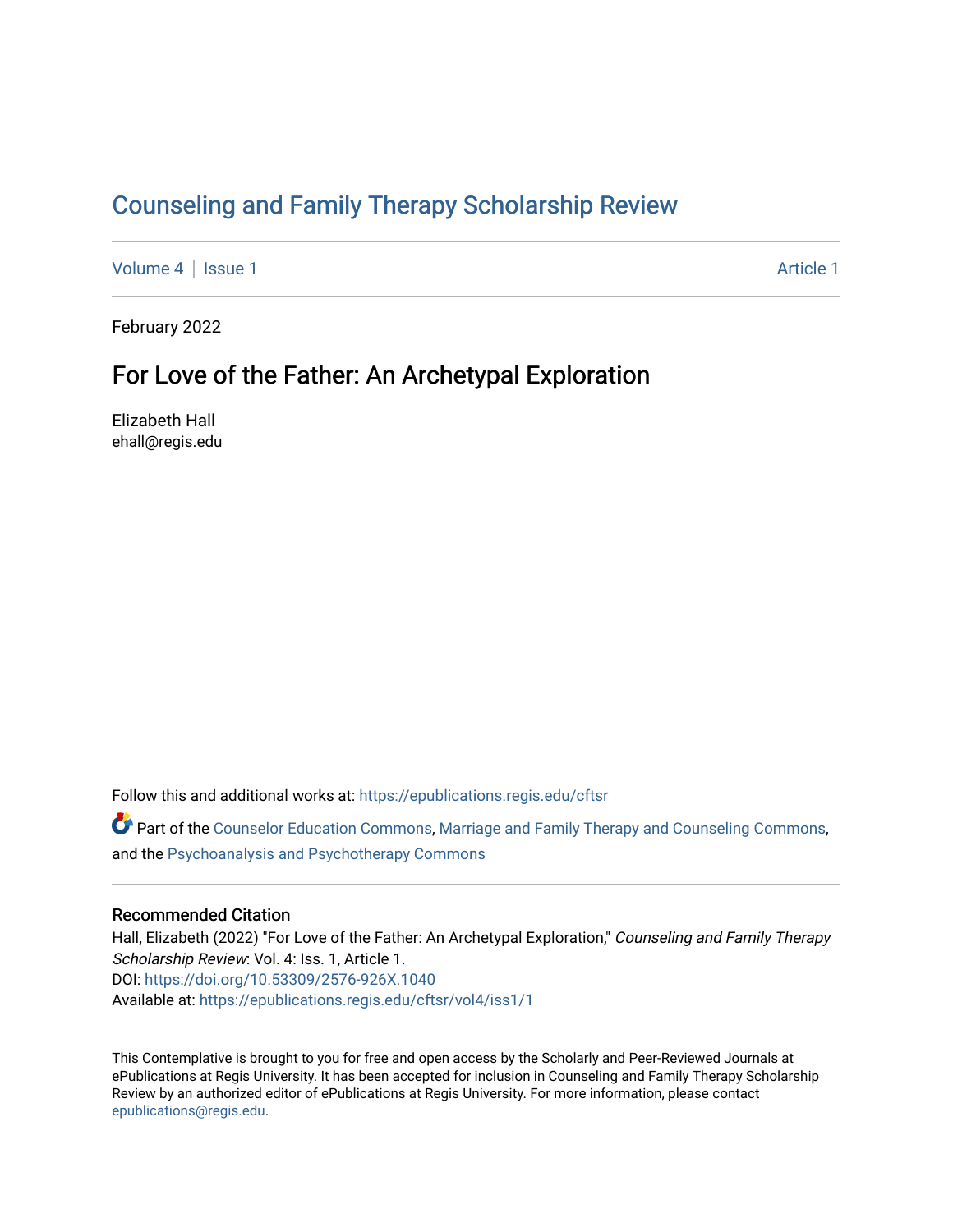# Counseling and Family Therapy Scholarship Review

Volume 4 | Issue 1 Article 1

February 2022

## For Love of the Father: An Archetypal Exploration

Elizabeth Hall
ehall@regis.edu

Follow this and additional works at: https://epublications.regis.edu/cftsr

Part of the Counselor Education Commons, Marriage and Family Therapy and Counseling Commons, and the Psychoanalysis and Psychotherapy Commons

### Recommended Citation

Hall, Elizabeth (2022) "For Love of the Father: An Archetypal Exploration," *Counseling and Family Therapy Scholarship Review*: Vol. 4: Iss. 1, Article 1.
DOI: https://doi.org/10.53309/2576-926X.1040
Available at: https://epublications.regis.edu/cftsr/vol4/iss1/1

This Contemplative is brought to you for free and open access by the Scholarly and Peer-Reviewed Journals at ePublications at Regis University. It has been accepted for inclusion in Counseling and Family Therapy Scholarship Review by an authorized editor of ePublications at Regis University. For more information, please contact epublications@regis.edu.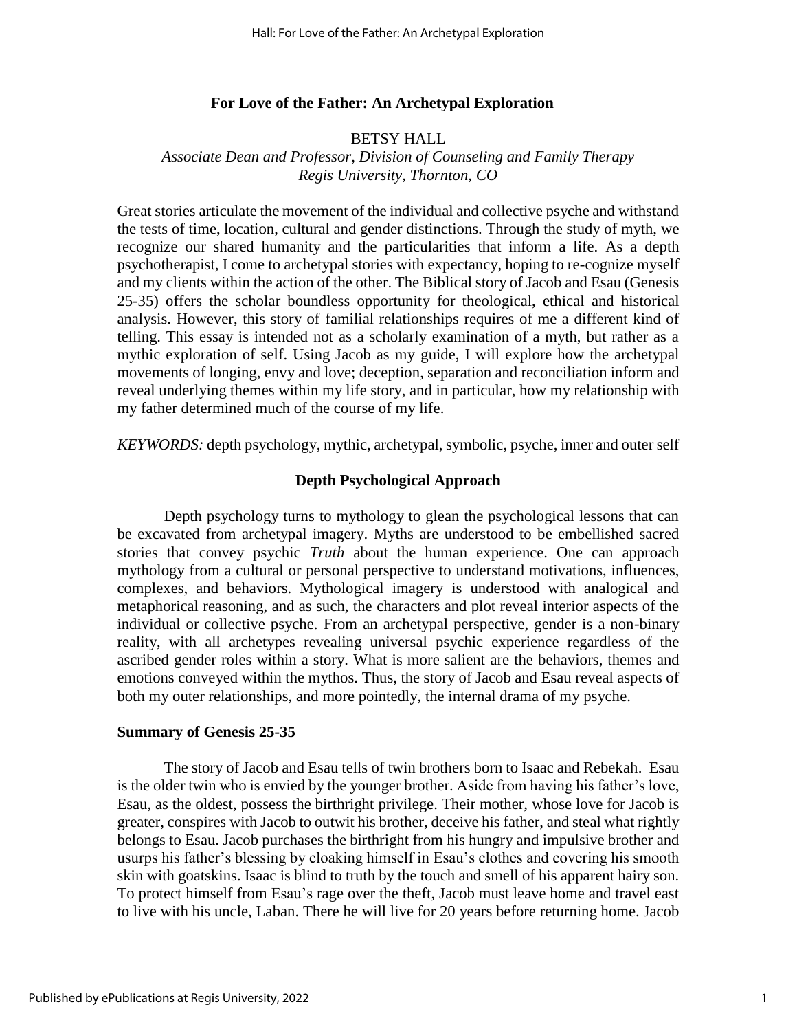# For Love of the Father: An Archetypal Exploration

BETSY HALL

*Associate Dean and Professor, Division of Counseling and Family Therapy*
*Regis University, Thornton, CO*

Great stories articulate the movement of the individual and collective psyche and withstand the tests of time, location, cultural and gender distinctions. Through the study of myth, we recognize our shared humanity and the particularities that inform a life. As a depth psychotherapist, I come to archetypal stories with expectancy, hoping to re-cognize myself and my clients within the action of the other. The Biblical story of Jacob and Esau (Genesis 25-35) offers the scholar boundless opportunity for theological, ethical and historical analysis. However, this story of familial relationships requires of me a different kind of telling. This essay is intended not as a scholarly examination of a myth, but rather as a mythic exploration of self. Using Jacob as my guide, I will explore how the archetypal movements of longing, envy and love; deception, separation and reconciliation inform and reveal underlying themes within my life story, and in particular, how my relationship with my father determined much of the course of my life.

*KEYWORDS:* depth psychology, mythic, archetypal, symbolic, psyche, inner and outer self

## Depth Psychological Approach

Depth psychology turns to mythology to glean the psychological lessons that can be excavated from archetypal imagery. Myths are understood to be embellished sacred stories that convey psychic *Truth* about the human experience. One can approach mythology from a cultural or personal perspective to understand motivations, influences, complexes, and behaviors. Mythological imagery is understood with analogical and metaphorical reasoning, and as such, the characters and plot reveal interior aspects of the individual or collective psyche. From an archetypal perspective, gender is a non-binary reality, with all archetypes revealing universal psychic experience regardless of the ascribed gender roles within a story. What is more salient are the behaviors, themes and emotions conveyed within the mythos. Thus, the story of Jacob and Esau reveal aspects of both my outer relationships, and more pointedly, the internal drama of my psyche.

### Summary of Genesis 25-35

The story of Jacob and Esau tells of twin brothers born to Isaac and Rebekah. Esau is the older twin who is envied by the younger brother. Aside from having his father's love, Esau, as the oldest, possess the birthright privilege. Their mother, whose love for Jacob is greater, conspires with Jacob to outwit his brother, deceive his father, and steal what rightly belongs to Esau. Jacob purchases the birthright from his hungry and impulsive brother and usurps his father's blessing by cloaking himself in Esau's clothes and covering his smooth skin with goatskins. Isaac is blind to truth by the touch and smell of his apparent hairy son. To protect himself from Esau's rage over the theft, Jacob must leave home and travel east to live with his uncle, Laban. There he will live for 20 years before returning home. Jacob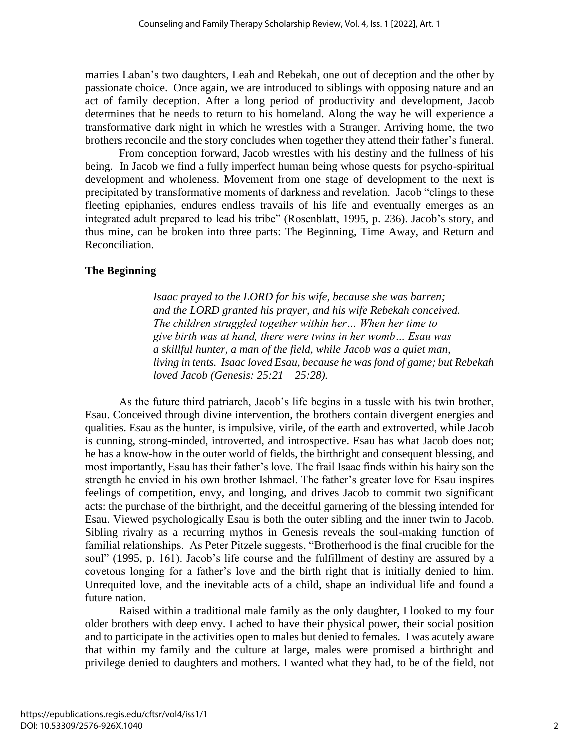marries Laban's two daughters, Leah and Rebekah, one out of deception and the other by passionate choice. Once again, we are introduced to siblings with opposing nature and an act of family deception. After a long period of productivity and development, Jacob determines that he needs to return to his homeland. Along the way he will experience a transformative dark night in which he wrestles with a Stranger. Arriving home, the two brothers reconcile and the story concludes when together they attend their father's funeral.

From conception forward, Jacob wrestles with his destiny and the fullness of his being. In Jacob we find a fully imperfect human being whose quests for psycho-spiritual development and wholeness. Movement from one stage of development to the next is precipitated by transformative moments of darkness and revelation. Jacob "clings to these fleeting epiphanies, endures endless travails of his life and eventually emerges as an integrated adult prepared to lead his tribe" (Rosenblatt, 1995, p. 236). Jacob's story, and thus mine, can be broken into three parts: The Beginning, Time Away, and Return and Reconciliation.

## The Beginning

> *Isaac prayed to the LORD for his wife, because she was barren; and the LORD granted his prayer, and his wife Rebekah conceived. The children struggled together within her… When her time to give birth was at hand, there were twins in her womb… Esau was a skillful hunter, a man of the field, while Jacob was a quiet man, living in tents. Isaac loved Esau, because he was fond of game; but Rebekah loved Jacob (Genesis: 25:21 – 25:28).*

As the future third patriarch, Jacob's life begins in a tussle with his twin brother, Esau. Conceived through divine intervention, the brothers contain divergent energies and qualities. Esau as the hunter, is impulsive, virile, of the earth and extroverted, while Jacob is cunning, strong-minded, introverted, and introspective. Esau has what Jacob does not; he has a know-how in the outer world of fields, the birthright and consequent blessing, and most importantly, Esau has their father's love. The frail Isaac finds within his hairy son the strength he envied in his own brother Ishmael. The father's greater love for Esau inspires feelings of competition, envy, and longing, and drives Jacob to commit two significant acts: the purchase of the birthright, and the deceitful garnering of the blessing intended for Esau. Viewed psychologically Esau is both the outer sibling and the inner twin to Jacob. Sibling rivalry as a recurring mythos in Genesis reveals the soul-making function of familial relationships. As Peter Pitzele suggests, "Brotherhood is the final crucible for the soul" (1995, p. 161). Jacob's life course and the fulfillment of destiny are assured by a covetous longing for a father's love and the birth right that is initially denied to him. Unrequited love, and the inevitable acts of a child, shape an individual life and found a future nation.

Raised within a traditional male family as the only daughter, I looked to my four older brothers with deep envy. I ached to have their physical power, their social position and to participate in the activities open to males but denied to females. I was acutely aware that within my family and the culture at large, males were promised a birthright and privilege denied to daughters and mothers. I wanted what they had, to be of the field, not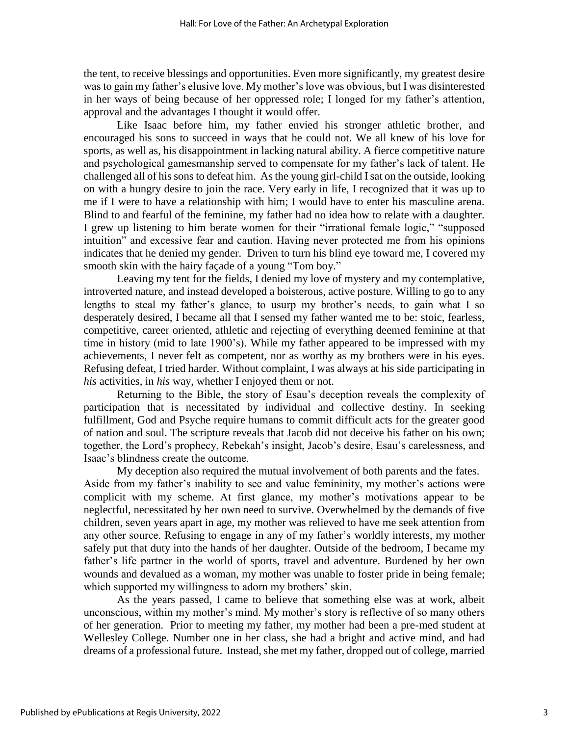the tent, to receive blessings and opportunities. Even more significantly, my greatest desire was to gain my father's elusive love. My mother's love was obvious, but I was disinterested in her ways of being because of her oppressed role; I longed for my father's attention, approval and the advantages I thought it would offer.

Like Isaac before him, my father envied his stronger athletic brother, and encouraged his sons to succeed in ways that he could not. We all knew of his love for sports, as well as, his disappointment in lacking natural ability. A fierce competitive nature and psychological gamesmanship served to compensate for my father's lack of talent. He challenged all of his sons to defeat him. As the young girl-child I sat on the outside, looking on with a hungry desire to join the race. Very early in life, I recognized that it was up to me if I were to have a relationship with him; I would have to enter his masculine arena. Blind to and fearful of the feminine, my father had no idea how to relate with a daughter. I grew up listening to him berate women for their "irrational female logic," "supposed intuition" and excessive fear and caution. Having never protected me from his opinions indicates that he denied my gender. Driven to turn his blind eye toward me, I covered my smooth skin with the hairy façade of a young "Tom boy."

Leaving my tent for the fields, I denied my love of mystery and my contemplative, introverted nature, and instead developed a boisterous, active posture. Willing to go to any lengths to steal my father's glance, to usurp my brother's needs, to gain what I so desperately desired, I became all that I sensed my father wanted me to be: stoic, fearless, competitive, career oriented, athletic and rejecting of everything deemed feminine at that time in history (mid to late 1900's). While my father appeared to be impressed with my achievements, I never felt as competent, nor as worthy as my brothers were in his eyes. Refusing defeat, I tried harder. Without complaint, I was always at his side participating in *his* activities, in *his* way, whether I enjoyed them or not.

Returning to the Bible, the story of Esau's deception reveals the complexity of participation that is necessitated by individual and collective destiny. In seeking fulfillment, God and Psyche require humans to commit difficult acts for the greater good of nation and soul. The scripture reveals that Jacob did not deceive his father on his own; together, the Lord's prophecy, Rebekah's insight, Jacob's desire, Esau's carelessness, and Isaac's blindness create the outcome.

My deception also required the mutual involvement of both parents and the fates. Aside from my father's inability to see and value femininity, my mother's actions were complicit with my scheme. At first glance, my mother's motivations appear to be neglectful, necessitated by her own need to survive. Overwhelmed by the demands of five children, seven years apart in age, my mother was relieved to have me seek attention from any other source. Refusing to engage in any of my father's worldly interests, my mother safely put that duty into the hands of her daughter. Outside of the bedroom, I became my father's life partner in the world of sports, travel and adventure. Burdened by her own wounds and devalued as a woman, my mother was unable to foster pride in being female; which supported my willingness to adorn my brothers' skin.

As the years passed, I came to believe that something else was at work, albeit unconscious, within my mother's mind. My mother's story is reflective of so many others of her generation. Prior to meeting my father, my mother had been a pre-med student at Wellesley College. Number one in her class, she had a bright and active mind, and had dreams of a professional future. Instead, she met my father, dropped out of college, married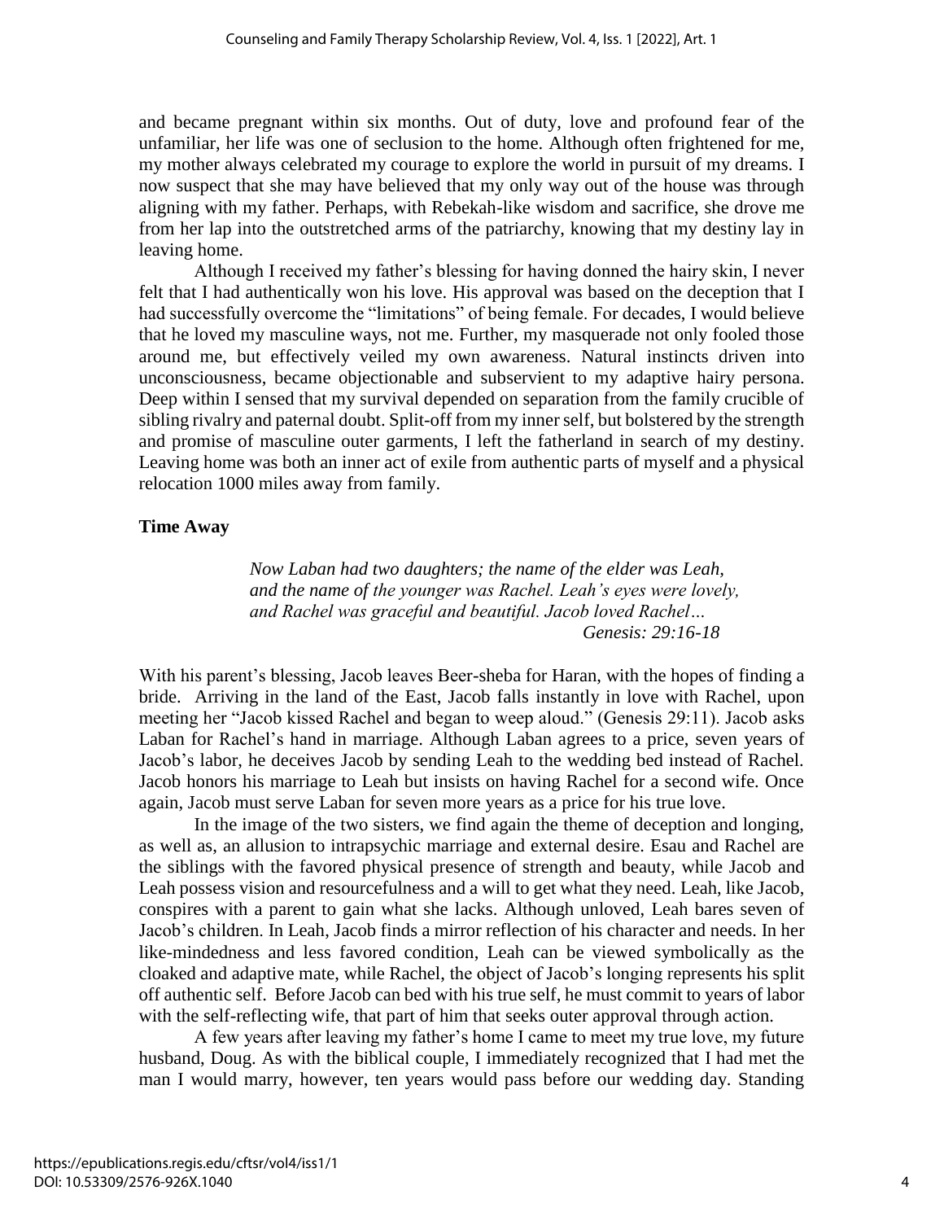and became pregnant within six months. Out of duty, love and profound fear of the unfamiliar, her life was one of seclusion to the home. Although often frightened for me, my mother always celebrated my courage to explore the world in pursuit of my dreams. I now suspect that she may have believed that my only way out of the house was through aligning with my father. Perhaps, with Rebekah-like wisdom and sacrifice, she drove me from her lap into the outstretched arms of the patriarchy, knowing that my destiny lay in leaving home.

Although I received my father's blessing for having donned the hairy skin, I never felt that I had authentically won his love. His approval was based on the deception that I had successfully overcome the "limitations" of being female. For decades, I would believe that he loved my masculine ways, not me. Further, my masquerade not only fooled those around me, but effectively veiled my own awareness. Natural instincts driven into unconsciousness, became objectionable and subservient to my adaptive hairy persona. Deep within I sensed that my survival depended on separation from the family crucible of sibling rivalry and paternal doubt. Split-off from my inner self, but bolstered by the strength and promise of masculine outer garments, I left the fatherland in search of my destiny. Leaving home was both an inner act of exile from authentic parts of myself and a physical relocation 1000 miles away from family.

## Time Away

> *Now Laban had two daughters; the name of the elder was Leah, and the name of the younger was Rachel. Leah's eyes were lovely, and Rachel was graceful and beautiful. Jacob loved Rachel…*
> *Genesis: 29:16-18*

With his parent's blessing, Jacob leaves Beer-sheba for Haran, with the hopes of finding a bride. Arriving in the land of the East, Jacob falls instantly in love with Rachel, upon meeting her "Jacob kissed Rachel and began to weep aloud." (Genesis 29:11). Jacob asks Laban for Rachel's hand in marriage. Although Laban agrees to a price, seven years of Jacob's labor, he deceives Jacob by sending Leah to the wedding bed instead of Rachel. Jacob honors his marriage to Leah but insists on having Rachel for a second wife. Once again, Jacob must serve Laban for seven more years as a price for his true love.

In the image of the two sisters, we find again the theme of deception and longing, as well as, an allusion to intrapsychic marriage and external desire. Esau and Rachel are the siblings with the favored physical presence of strength and beauty, while Jacob and Leah possess vision and resourcefulness and a will to get what they need. Leah, like Jacob, conspires with a parent to gain what she lacks. Although unloved, Leah bares seven of Jacob's children. In Leah, Jacob finds a mirror reflection of his character and needs. In her like-mindedness and less favored condition, Leah can be viewed symbolically as the cloaked and adaptive mate, while Rachel, the object of Jacob's longing represents his split off authentic self. Before Jacob can bed with his true self, he must commit to years of labor with the self-reflecting wife, that part of him that seeks outer approval through action.

A few years after leaving my father's home I came to meet my true love, my future husband, Doug. As with the biblical couple, I immediately recognized that I had met the man I would marry, however, ten years would pass before our wedding day. Standing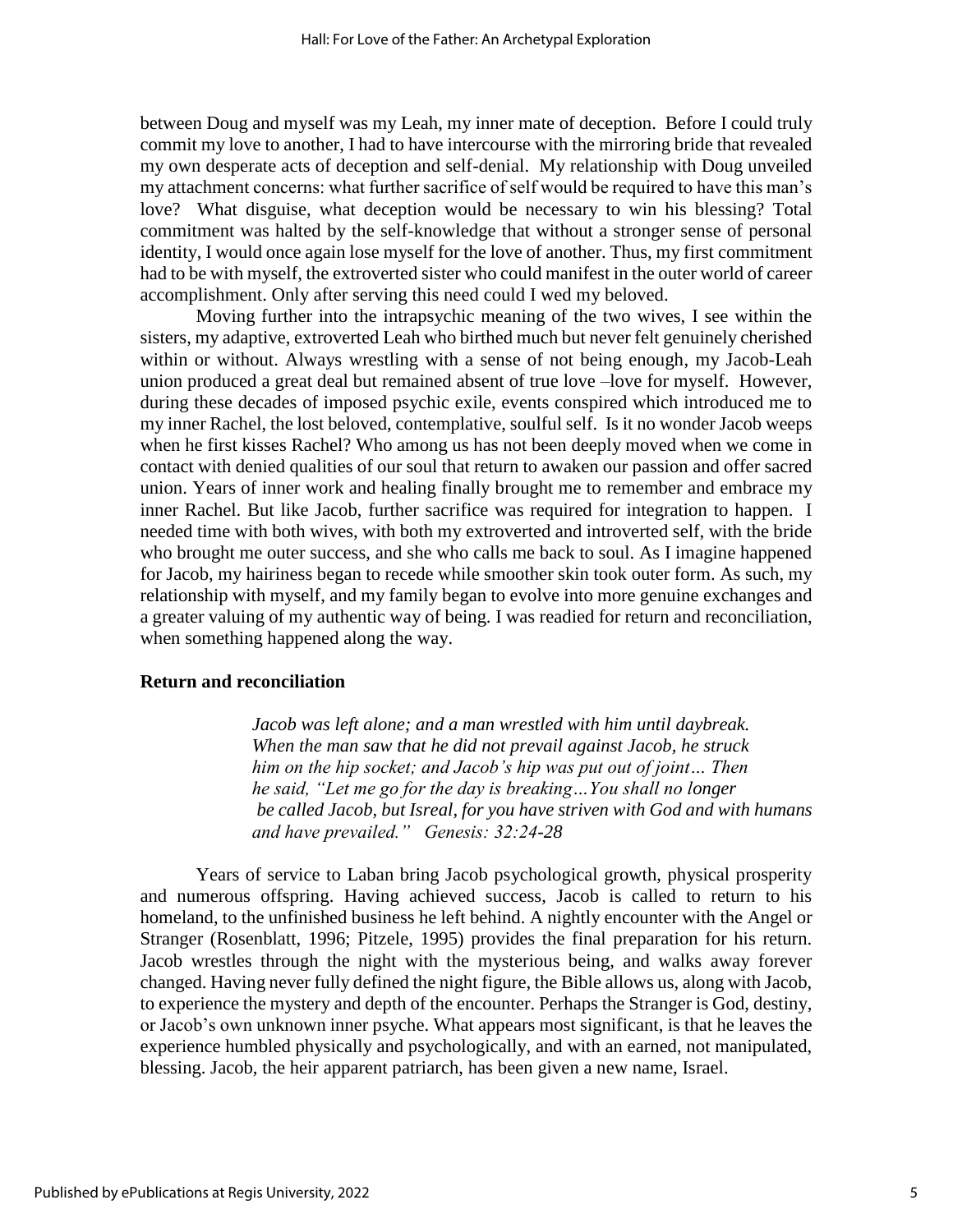between Doug and myself was my Leah, my inner mate of deception. Before I could truly commit my love to another, I had to have intercourse with the mirroring bride that revealed my own desperate acts of deception and self-denial. My relationship with Doug unveiled my attachment concerns: what further sacrifice of self would be required to have this man's love? What disguise, what deception would be necessary to win his blessing? Total commitment was halted by the self-knowledge that without a stronger sense of personal identity, I would once again lose myself for the love of another. Thus, my first commitment had to be with myself, the extroverted sister who could manifest in the outer world of career accomplishment. Only after serving this need could I wed my beloved.

Moving further into the intrapsychic meaning of the two wives, I see within the sisters, my adaptive, extroverted Leah who birthed much but never felt genuinely cherished within or without. Always wrestling with a sense of not being enough, my Jacob-Leah union produced a great deal but remained absent of true love –love for myself. However, during these decades of imposed psychic exile, events conspired which introduced me to my inner Rachel, the lost beloved, contemplative, soulful self. Is it no wonder Jacob weeps when he first kisses Rachel? Who among us has not been deeply moved when we come in contact with denied qualities of our soul that return to awaken our passion and offer sacred union. Years of inner work and healing finally brought me to remember and embrace my inner Rachel. But like Jacob, further sacrifice was required for integration to happen. I needed time with both wives, with both my extroverted and introverted self, with the bride who brought me outer success, and she who calls me back to soul. As I imagine happened for Jacob, my hairiness began to recede while smoother skin took outer form. As such, my relationship with myself, and my family began to evolve into more genuine exchanges and a greater valuing of my authentic way of being. I was readied for return and reconciliation, when something happened along the way.

## Return and reconciliation

> *Jacob was left alone; and a man wrestled with him until daybreak. When the man saw that he did not prevail against Jacob, he struck him on the hip socket; and Jacob's hip was put out of joint… Then he said, "Let me go for the day is breaking…You shall no longer be called Jacob, but Isreal, for you have striven with God and with humans and have prevailed." Genesis: 32:24-28*

Years of service to Laban bring Jacob psychological growth, physical prosperity and numerous offspring. Having achieved success, Jacob is called to return to his homeland, to the unfinished business he left behind. A nightly encounter with the Angel or Stranger (Rosenblatt, 1996; Pitzele, 1995) provides the final preparation for his return. Jacob wrestles through the night with the mysterious being, and walks away forever changed. Having never fully defined the night figure, the Bible allows us, along with Jacob, to experience the mystery and depth of the encounter. Perhaps the Stranger is God, destiny, or Jacob's own unknown inner psyche. What appears most significant, is that he leaves the experience humbled physically and psychologically, and with an earned, not manipulated, blessing. Jacob, the heir apparent patriarch, has been given a new name, Israel.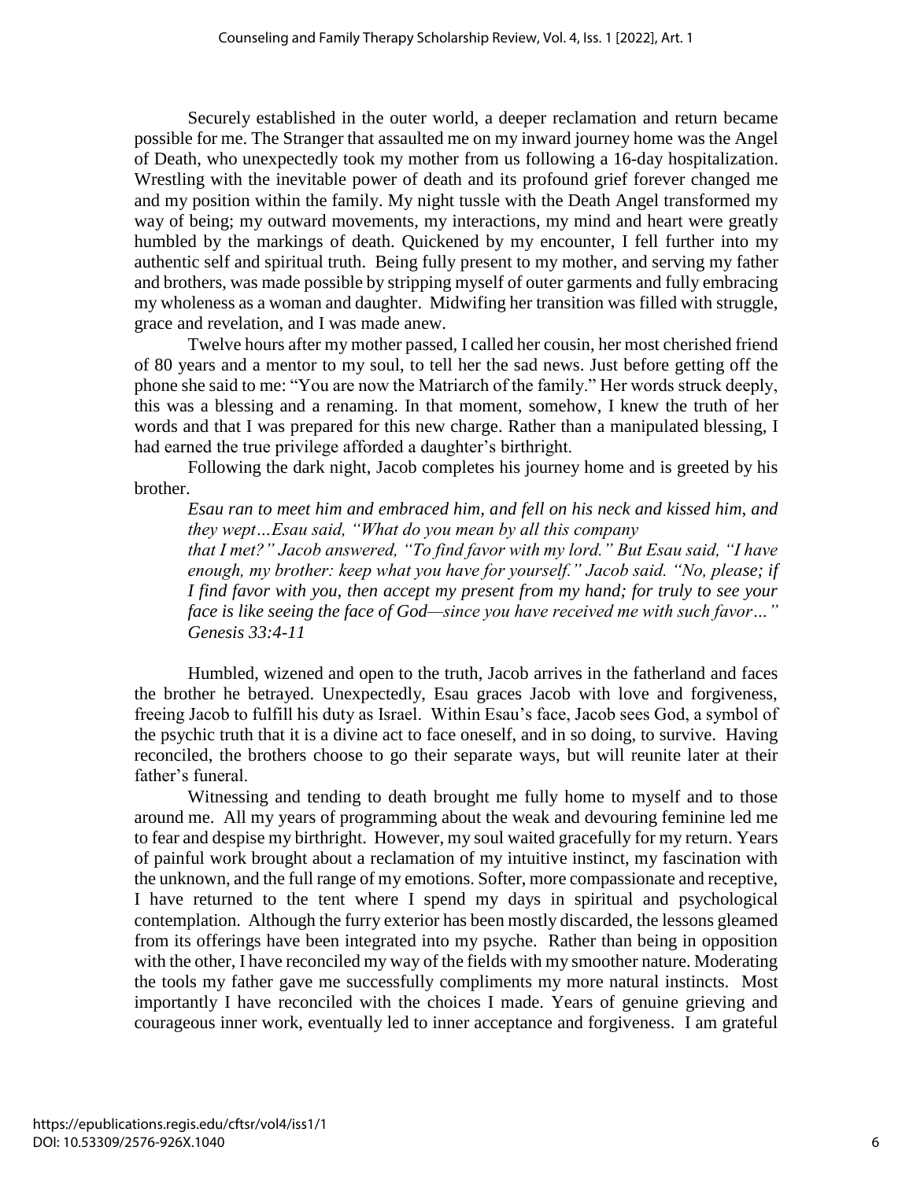Securely established in the outer world, a deeper reclamation and return became possible for me. The Stranger that assaulted me on my inward journey home was the Angel of Death, who unexpectedly took my mother from us following a 16-day hospitalization. Wrestling with the inevitable power of death and its profound grief forever changed me and my position within the family. My night tussle with the Death Angel transformed my way of being; my outward movements, my interactions, my mind and heart were greatly humbled by the markings of death. Quickened by my encounter, I fell further into my authentic self and spiritual truth. Being fully present to my mother, and serving my father and brothers, was made possible by stripping myself of outer garments and fully embracing my wholeness as a woman and daughter. Midwifing her transition was filled with struggle, grace and revelation, and I was made anew.

Twelve hours after my mother passed, I called her cousin, her most cherished friend of 80 years and a mentor to my soul, to tell her the sad news. Just before getting off the phone she said to me: "You are now the Matriarch of the family." Her words struck deeply, this was a blessing and a renaming. In that moment, somehow, I knew the truth of her words and that I was prepared for this new charge. Rather than a manipulated blessing, I had earned the true privilege afforded a daughter's birthright.

Following the dark night, Jacob completes his journey home and is greeted by his brother.

> *Esau ran to meet him and embraced him, and fell on his neck and kissed him, and they wept…Esau said, "What do you mean by all this company that I met?" Jacob answered, "To find favor with my lord." But Esau said, "I have enough, my brother: keep what you have for yourself." Jacob said. "No, please; if I find favor with you, then accept my present from my hand; for truly to see your face is like seeing the face of God—since you have received me with such favor…" Genesis 33:4-11*

Humbled, wizened and open to the truth, Jacob arrives in the fatherland and faces the brother he betrayed. Unexpectedly, Esau graces Jacob with love and forgiveness, freeing Jacob to fulfill his duty as Israel. Within Esau's face, Jacob sees God, a symbol of the psychic truth that it is a divine act to face oneself, and in so doing, to survive. Having reconciled, the brothers choose to go their separate ways, but will reunite later at their father's funeral.

Witnessing and tending to death brought me fully home to myself and to those around me. All my years of programming about the weak and devouring feminine led me to fear and despise my birthright. However, my soul waited gracefully for my return. Years of painful work brought about a reclamation of my intuitive instinct, my fascination with the unknown, and the full range of my emotions. Softer, more compassionate and receptive, I have returned to the tent where I spend my days in spiritual and psychological contemplation. Although the furry exterior has been mostly discarded, the lessons gleamed from its offerings have been integrated into my psyche. Rather than being in opposition with the other, I have reconciled my way of the fields with my smoother nature. Moderating the tools my father gave me successfully compliments my more natural instincts. Most importantly I have reconciled with the choices I made. Years of genuine grieving and courageous inner work, eventually led to inner acceptance and forgiveness. I am grateful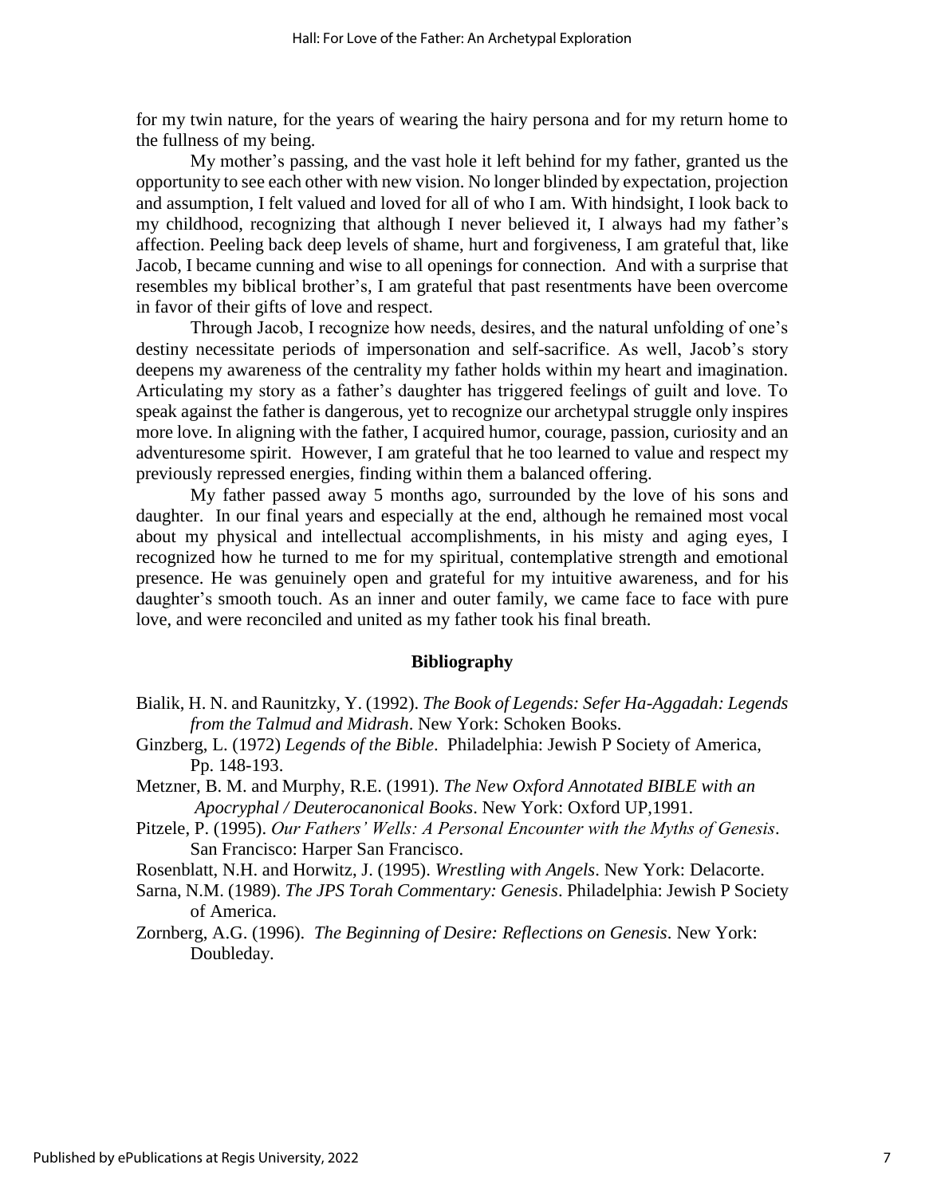for my twin nature, for the years of wearing the hairy persona and for my return home to the fullness of my being.

My mother's passing, and the vast hole it left behind for my father, granted us the opportunity to see each other with new vision. No longer blinded by expectation, projection and assumption, I felt valued and loved for all of who I am. With hindsight, I look back to my childhood, recognizing that although I never believed it, I always had my father's affection. Peeling back deep levels of shame, hurt and forgiveness, I am grateful that, like Jacob, I became cunning and wise to all openings for connection. And with a surprise that resembles my biblical brother's, I am grateful that past resentments have been overcome in favor of their gifts of love and respect.

Through Jacob, I recognize how needs, desires, and the natural unfolding of one's destiny necessitate periods of impersonation and self-sacrifice. As well, Jacob's story deepens my awareness of the centrality my father holds within my heart and imagination. Articulating my story as a father's daughter has triggered feelings of guilt and love. To speak against the father is dangerous, yet to recognize our archetypal struggle only inspires more love. In aligning with the father, I acquired humor, courage, passion, curiosity and an adventuresome spirit. However, I am grateful that he too learned to value and respect my previously repressed energies, finding within them a balanced offering.

My father passed away 5 months ago, surrounded by the love of his sons and daughter. In our final years and especially at the end, although he remained most vocal about my physical and intellectual accomplishments, in his misty and aging eyes, I recognized how he turned to me for my spiritual, contemplative strength and emotional presence. He was genuinely open and grateful for my intuitive awareness, and for his daughter's smooth touch. As an inner and outer family, we came face to face with pure love, and were reconciled and united as my father took his final breath.

## Bibliography

Bialik, H. N. and Raunitzky, Y. (1992). *The Book of Legends: Sefer Ha-Aggadah: Legends from the Talmud and Midrash*. New York: Schoken Books.

Ginzberg, L. (1972) *Legends of the Bible*. Philadelphia: Jewish P Society of America, Pp. 148-193.

Metzner, B. M. and Murphy, R.E. (1991). *The New Oxford Annotated BIBLE with an Apocryphal / Deuterocanonical Books*. New York: Oxford UP,1991.

Pitzele, P. (1995). *Our Fathers' Wells: A Personal Encounter with the Myths of Genesis*. San Francisco: Harper San Francisco.

Rosenblatt, N.H. and Horwitz, J. (1995). *Wrestling with Angels*. New York: Delacorte.

Sarna, N.M. (1989). *The JPS Torah Commentary: Genesis*. Philadelphia: Jewish P Society of America.

Zornberg, A.G. (1996). *The Beginning of Desire: Reflections on Genesis*. New York: Doubleday.